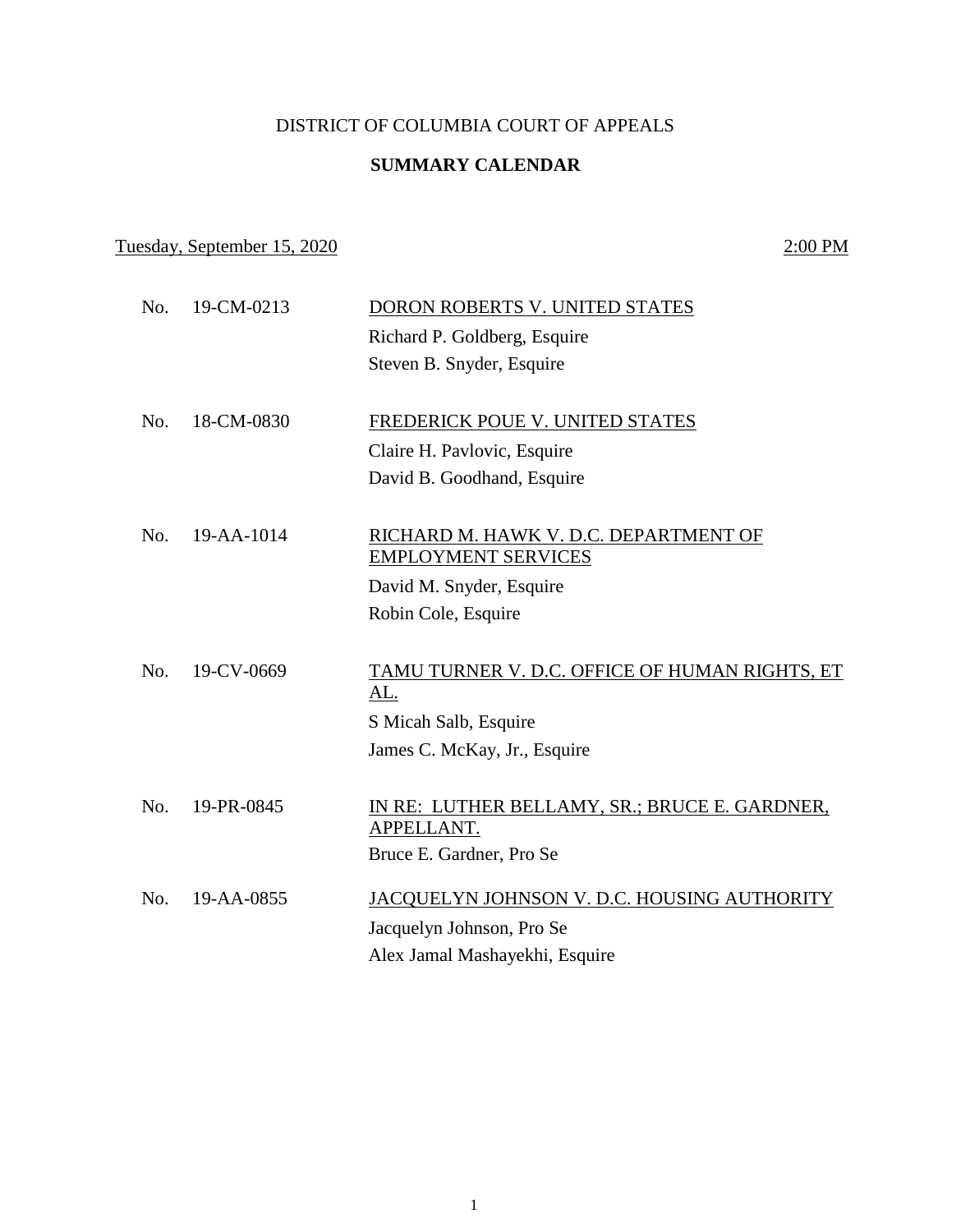DISTRICT OF COLUMBIA COURT OF APPEALS

**SUMMARY CALENDAR**

Tuesday, September 15, 2020 2:00 PM

No. 19-CM-0213 DORON ROBERTS V. UNITED STATES
Richard P. Goldberg, Esquire
Steven B. Snyder, Esquire

No. 18-CM-0830 FREDERICK POUE V. UNITED STATES
Claire H. Pavlovic, Esquire
David B. Goodhand, Esquire

No. 19-AA-1014 RICHARD M. HAWK V. D.C. DEPARTMENT OF EMPLOYMENT SERVICES
David M. Snyder, Esquire
Robin Cole, Esquire

No. 19-CV-0669 TAMU TURNER V. D.C. OFFICE OF HUMAN RIGHTS, ET AL.
S Micah Salb, Esquire
James C. McKay, Jr., Esquire

No. 19-PR-0845 IN RE: LUTHER BELLAMY, SR.; BRUCE E. GARDNER, APPELLANT.
Bruce E. Gardner, Pro Se

No. 19-AA-0855 JACQUELYN JOHNSON V. D.C. HOUSING AUTHORITY
Jacquelyn Johnson, Pro Se
Alex Jamal Mashayekhi, Esquire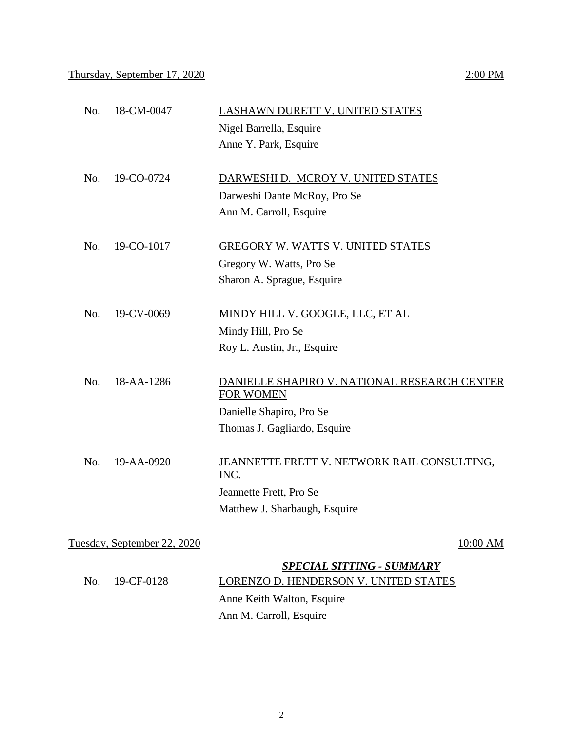Thursday, September 17, 2020 2:00 PM

| | | |
|---|---|---|
| No. | 18-CM-0047 | LASHAWN DURETT V. UNITED STATES<br>Nigel Barrella, Esquire<br>Anne Y. Park, Esquire |
| No. | 19-CO-0724 | DARWESHI D. MCROY V. UNITED STATES<br>Darweshi Dante McRoy, Pro Se<br>Ann M. Carroll, Esquire |
| No. | 19-CO-1017 | GREGORY W. WATTS V. UNITED STATES<br>Gregory W. Watts, Pro Se<br>Sharon A. Sprague, Esquire |
| No. | 19-CV-0069 | MINDY HILL V. GOOGLE, LLC, ET AL<br>Mindy Hill, Pro Se<br>Roy L. Austin, Jr., Esquire |
| No. | 18-AA-1286 | DANIELLE SHAPIRO V. NATIONAL RESEARCH CENTER FOR WOMEN<br>Danielle Shapiro, Pro Se<br>Thomas J. Gagliardo, Esquire |
| No. | 19-AA-0920 | JEANNETTE FRETT V. NETWORK RAIL CONSULTING, INC.<br>Jeannette Frett, Pro Se<br>Matthew J. Sharbaugh, Esquire |

Tuesday, September 22, 2020 10:00 AM

***SPECIAL SITTING - SUMMARY***

| | | |
|---|---|---|
| No. | 19-CF-0128 | LORENZO D. HENDERSON V. UNITED STATES<br>Anne Keith Walton, Esquire<br>Ann M. Carroll, Esquire |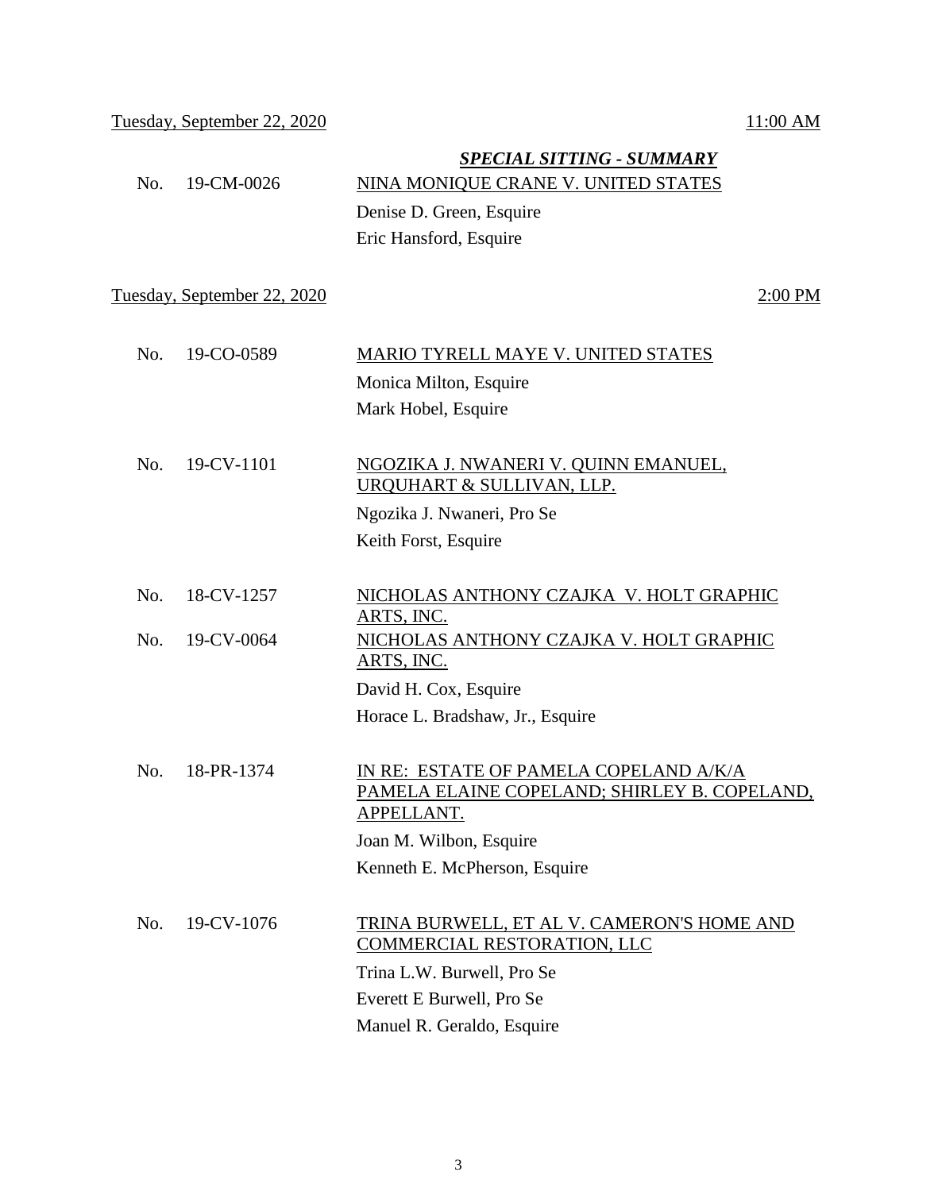Tuesday, September 22, 2020 — 11:00 AM

***SPECIAL SITTING - SUMMARY***

No. 19-CM-0026 — NINA MONIQUE CRANE V. UNITED STATES

Denise D. Green, Esquire
Eric Hansford, Esquire

Tuesday, September 22, 2020 — 2:00 PM

No. 19-CO-0589 — MARIO TYRELL MAYE V. UNITED STATES

Monica Milton, Esquire
Mark Hobel, Esquire

No. 19-CV-1101 — NGOZIKA J. NWANERI V. QUINN EMANUEL, URQUHART & SULLIVAN, LLP.

Ngozika J. Nwaneri, Pro Se
Keith Forst, Esquire

No. 18-CV-1257 — NICHOLAS ANTHONY CZAJKA V. HOLT GRAPHIC ARTS, INC.

No. 19-CV-0064 — NICHOLAS ANTHONY CZAJKA V. HOLT GRAPHIC ARTS, INC.

David H. Cox, Esquire
Horace L. Bradshaw, Jr., Esquire

No. 18-PR-1374 — IN RE: ESTATE OF PAMELA COPELAND A/K/A PAMELA ELAINE COPELAND; SHIRLEY B. COPELAND, APPELLANT.

Joan M. Wilbon, Esquire
Kenneth E. McPherson, Esquire

No. 19-CV-1076 — TRINA BURWELL, ET AL V. CAMERON'S HOME AND COMMERCIAL RESTORATION, LLC

Trina L.W. Burwell, Pro Se
Everett E Burwell, Pro Se
Manuel R. Geraldo, Esquire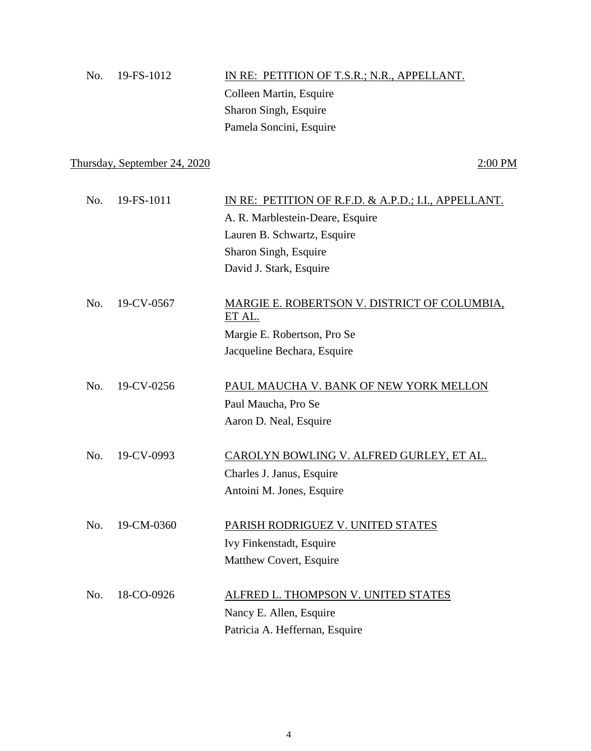No. 19-FS-1012 — IN RE: PETITION OF T.S.R.; N.R., APPELLANT.

Colleen Martin, Esquire
Sharon Singh, Esquire
Pamela Soncini, Esquire

Thursday, September 24, 2020 — 2:00 PM

No. 19-FS-1011 — IN RE: PETITION OF R.F.D. & A.P.D.; I.I., APPELLANT.

A. R. Marblestein-Deare, Esquire
Lauren B. Schwartz, Esquire
Sharon Singh, Esquire
David J. Stark, Esquire

No. 19-CV-0567 — MARGIE E. ROBERTSON V. DISTRICT OF COLUMBIA, ET AL.

Margie E. Robertson, Pro Se
Jacqueline Bechara, Esquire

No. 19-CV-0256 — PAUL MAUCHA V. BANK OF NEW YORK MELLON

Paul Maucha, Pro Se
Aaron D. Neal, Esquire

No. 19-CV-0993 — CAROLYN BOWLING V. ALFRED GURLEY, ET AL.

Charles J. Janus, Esquire
Antoini M. Jones, Esquire

No. 19-CM-0360 — PARISH RODRIGUEZ V. UNITED STATES

Ivy Finkenstadt, Esquire
Matthew Covert, Esquire

No. 18-CO-0926 — ALFRED L. THOMPSON V. UNITED STATES

Nancy E. Allen, Esquire
Patricia A. Heffernan, Esquire